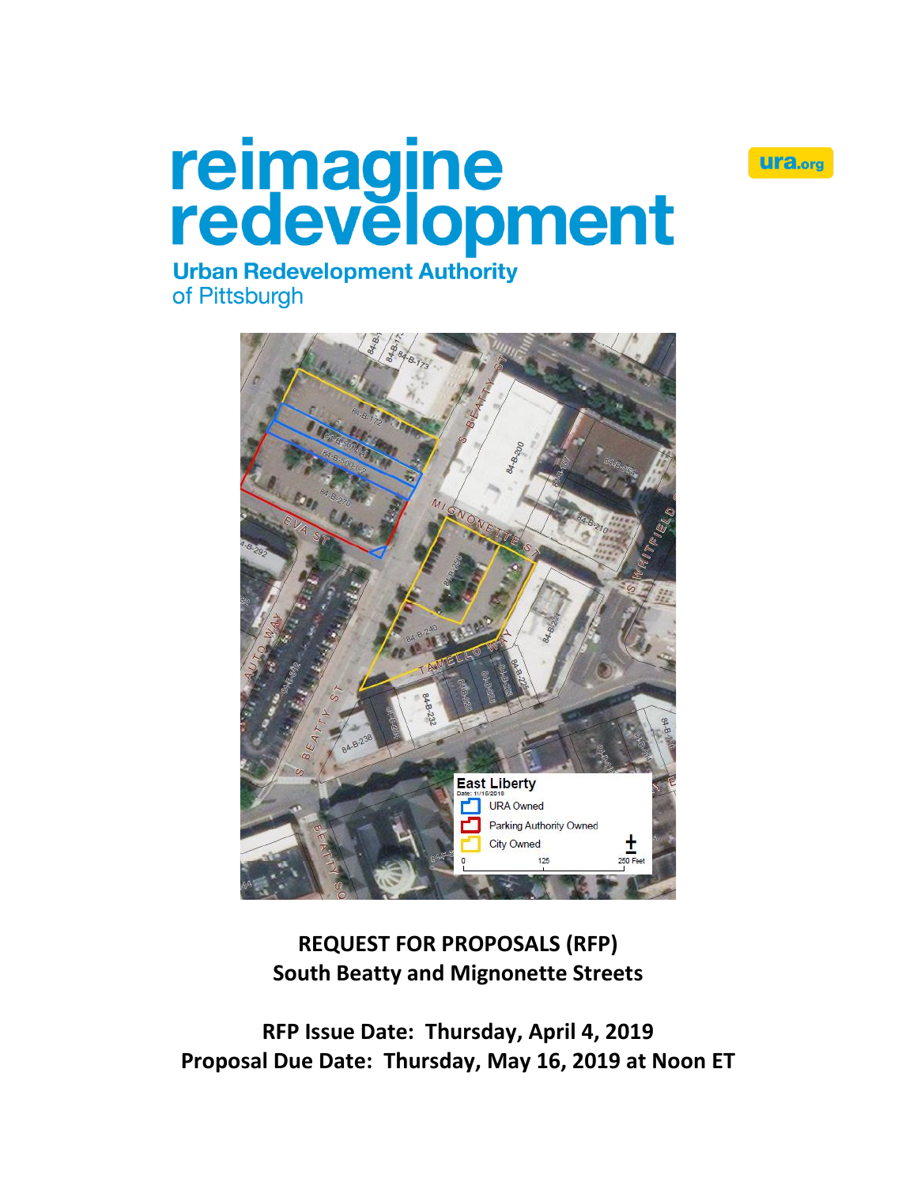# reimagine redevelopment

**Urban Redevelopment Authority**
of Pittsburgh

ura.org

## REQUEST FOR PROPOSALS (RFP)
## South Beatty and Mignonette Streets

**RFP Issue Date: Thursday, April 4, 2019**
**Proposal Due Date: Thursday, May 16, 2019 at Noon ET**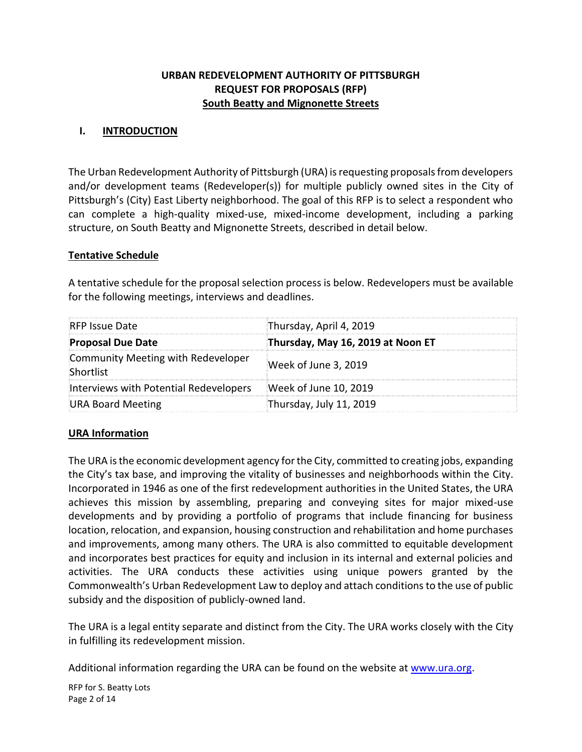**URBAN REDEVELOPMENT AUTHORITY OF PITTSBURGH**
**REQUEST FOR PROPOSALS (RFP)**
**South Beatty and Mignonette Streets**

## I. INTRODUCTION

The Urban Redevelopment Authority of Pittsburgh (URA) is requesting proposals from developers and/or development teams (Redeveloper(s)) for multiple publicly owned sites in the City of Pittsburgh's (City) East Liberty neighborhood. The goal of this RFP is to select a respondent who can complete a high-quality mixed-use, mixed-income development, including a parking structure, on South Beatty and Mignonette Streets, described in detail below.

### Tentative Schedule

A tentative schedule for the proposal selection process is below. Redevelopers must be available for the following meetings, interviews and deadlines.

| RFP Issue Date | Thursday, April 4, 2019 |
|---|---|
| **Proposal Due Date** | **Thursday, May 16, 2019 at Noon ET** |
| Community Meeting with Redeveloper Shortlist | Week of June 3, 2019 |
| Interviews with Potential Redevelopers | Week of June 10, 2019 |
| URA Board Meeting | Thursday, July 11, 2019 |

### URA Information

The URA is the economic development agency for the City, committed to creating jobs, expanding the City's tax base, and improving the vitality of businesses and neighborhoods within the City. Incorporated in 1946 as one of the first redevelopment authorities in the United States, the URA achieves this mission by assembling, preparing and conveying sites for major mixed-use developments and by providing a portfolio of programs that include financing for business location, relocation, and expansion, housing construction and rehabilitation and home purchases and improvements, among many others. The URA is also committed to equitable development and incorporates best practices for equity and inclusion in its internal and external policies and activities. The URA conducts these activities using unique powers granted by the Commonwealth's Urban Redevelopment Law to deploy and attach conditions to the use of public subsidy and the disposition of publicly-owned land.

The URA is a legal entity separate and distinct from the City. The URA works closely with the City in fulfilling its redevelopment mission.

Additional information regarding the URA can be found on the website at [www.ura.org](www.ura.org).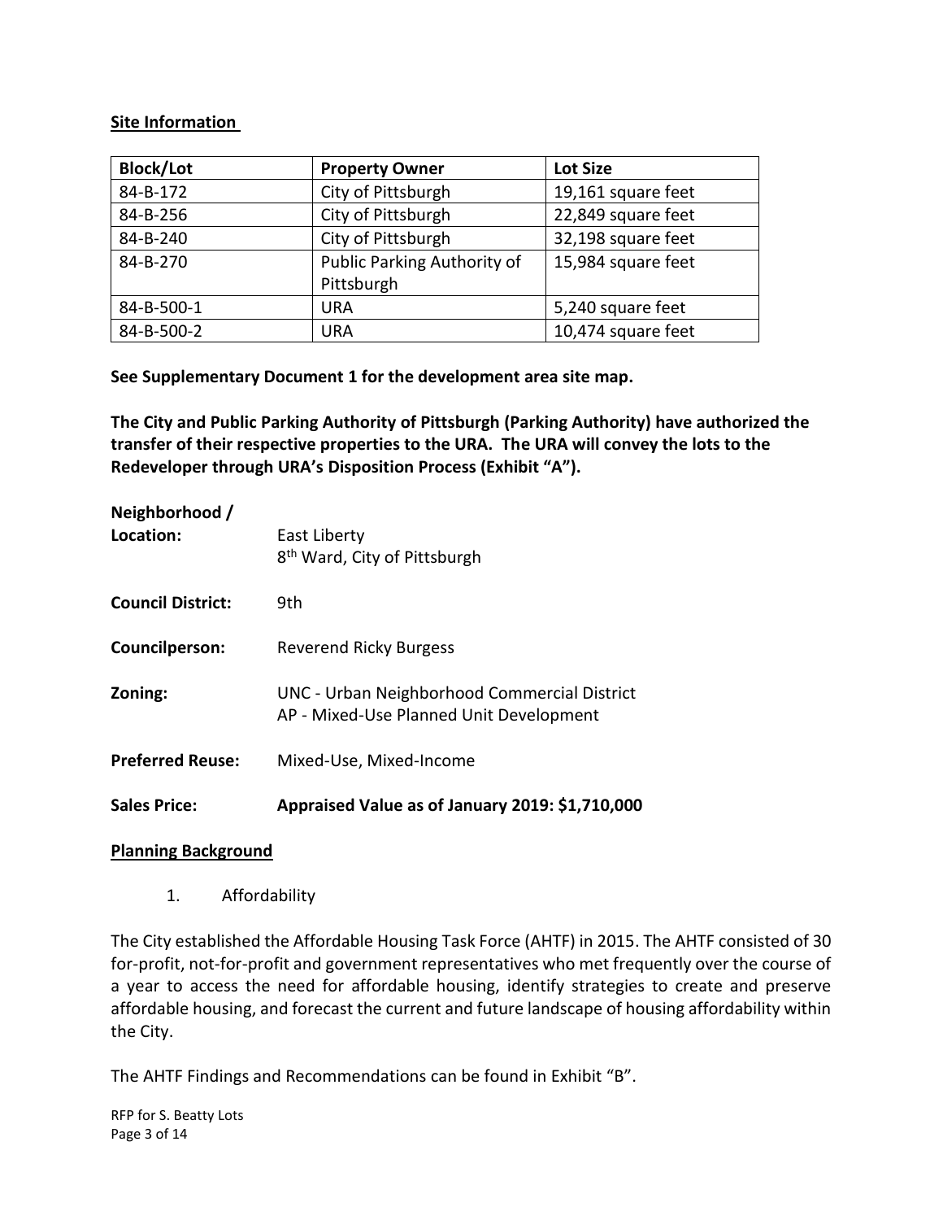**Site Information**

| Block/Lot | Property Owner | Lot Size |
| --- | --- | --- |
| 84-B-172 | City of Pittsburgh | 19,161 square feet |
| 84-B-256 | City of Pittsburgh | 22,849 square feet |
| 84-B-240 | City of Pittsburgh | 32,198 square feet |
| 84-B-270 | Public Parking Authority of Pittsburgh | 15,984 square feet |
| 84-B-500-1 | URA | 5,240 square feet |
| 84-B-500-2 | URA | 10,474 square feet |

**See Supplementary Document 1 for the development area site map.**

**The City and Public Parking Authority of Pittsburgh (Parking Authority) have authorized the transfer of their respective properties to the URA. The URA will convey the lots to the Redeveloper through URA's Disposition Process (Exhibit "A").**

**Neighborhood / Location:** East Liberty
8th Ward, City of Pittsburgh

**Council District:** 9th

**Councilperson:** Reverend Ricky Burgess

**Zoning:** UNC - Urban Neighborhood Commercial District
AP - Mixed-Use Planned Unit Development

**Preferred Reuse:** Mixed-Use, Mixed-Income

**Sales Price:** **Appraised Value as of January 2019: $1,710,000**

**Planning Background**

1. Affordability

The City established the Affordable Housing Task Force (AHTF) in 2015. The AHTF consisted of 30 for-profit, not-for-profit and government representatives who met frequently over the course of a year to access the need for affordable housing, identify strategies to create and preserve affordable housing, and forecast the current and future landscape of housing affordability within the City.

The AHTF Findings and Recommendations can be found in Exhibit "B".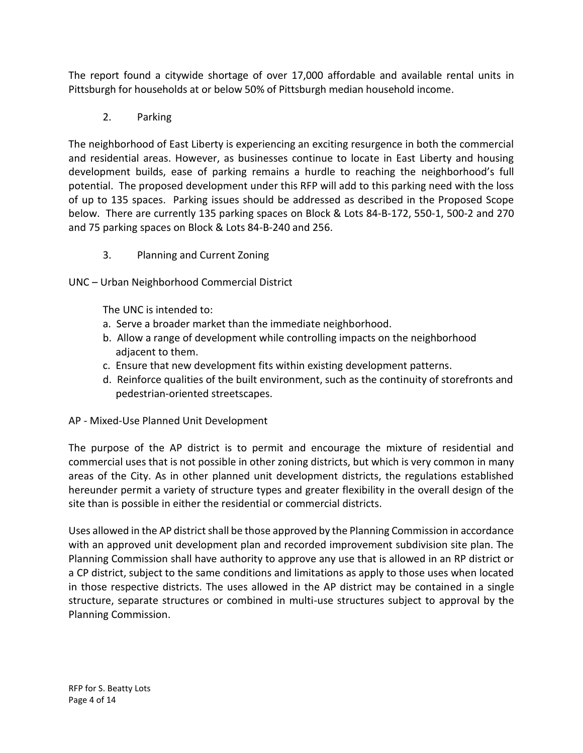The report found a citywide shortage of over 17,000 affordable and available rental units in Pittsburgh for households at or below 50% of Pittsburgh median household income.

2. Parking

The neighborhood of East Liberty is experiencing an exciting resurgence in both the commercial and residential areas. However, as businesses continue to locate in East Liberty and housing development builds, ease of parking remains a hurdle to reaching the neighborhood's full potential. The proposed development under this RFP will add to this parking need with the loss of up to 135 spaces. Parking issues should be addressed as described in the Proposed Scope below. There are currently 135 parking spaces on Block & Lots 84-B-172, 550-1, 500-2 and 270 and 75 parking spaces on Block & Lots 84-B-240 and 256.

3. Planning and Current Zoning

UNC – Urban Neighborhood Commercial District

The UNC is intended to:

a. Serve a broader market than the immediate neighborhood.
b. Allow a range of development while controlling impacts on the neighborhood adjacent to them.
c. Ensure that new development fits within existing development patterns.
d. Reinforce qualities of the built environment, such as the continuity of storefronts and pedestrian-oriented streetscapes.

AP - Mixed-Use Planned Unit Development

The purpose of the AP district is to permit and encourage the mixture of residential and commercial uses that is not possible in other zoning districts, but which is very common in many areas of the City. As in other planned unit development districts, the regulations established hereunder permit a variety of structure types and greater flexibility in the overall design of the site than is possible in either the residential or commercial districts.

Uses allowed in the AP district shall be those approved by the Planning Commission in accordance with an approved unit development plan and recorded improvement subdivision site plan. The Planning Commission shall have authority to approve any use that is allowed in an RP district or a CP district, subject to the same conditions and limitations as apply to those uses when located in those respective districts. The uses allowed in the AP district may be contained in a single structure, separate structures or combined in multi-use structures subject to approval by the Planning Commission.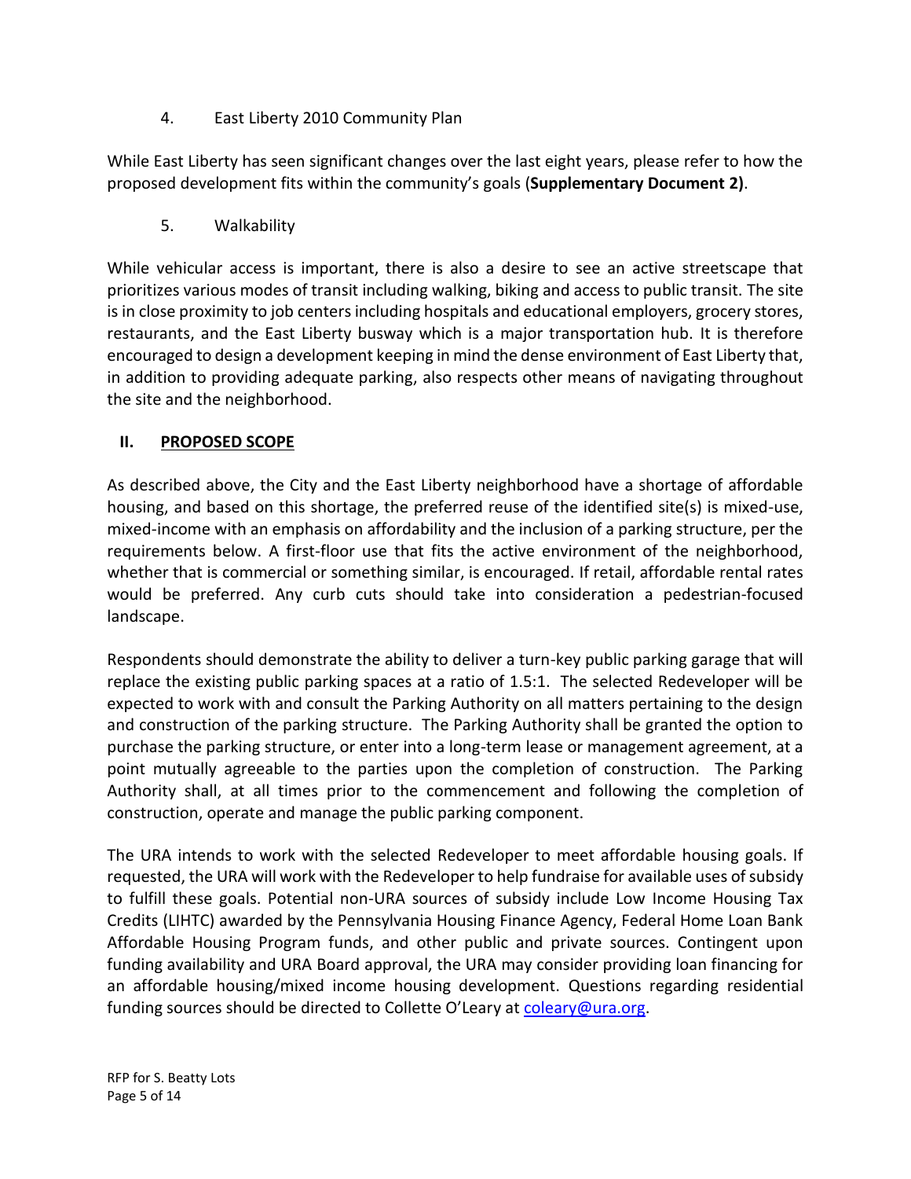4. East Liberty 2010 Community Plan

While East Liberty has seen significant changes over the last eight years, please refer to how the proposed development fits within the community's goals (**Supplementary Document 2)**.

5. Walkability

While vehicular access is important, there is also a desire to see an active streetscape that prioritizes various modes of transit including walking, biking and access to public transit. The site is in close proximity to job centers including hospitals and educational employers, grocery stores, restaurants, and the East Liberty busway which is a major transportation hub. It is therefore encouraged to design a development keeping in mind the dense environment of East Liberty that, in addition to providing adequate parking, also respects other means of navigating throughout the site and the neighborhood.

## II. PROPOSED SCOPE

As described above, the City and the East Liberty neighborhood have a shortage of affordable housing, and based on this shortage, the preferred reuse of the identified site(s) is mixed-use, mixed-income with an emphasis on affordability and the inclusion of a parking structure, per the requirements below. A first-floor use that fits the active environment of the neighborhood, whether that is commercial or something similar, is encouraged. If retail, affordable rental rates would be preferred. Any curb cuts should take into consideration a pedestrian-focused landscape.

Respondents should demonstrate the ability to deliver a turn-key public parking garage that will replace the existing public parking spaces at a ratio of 1.5:1. The selected Redeveloper will be expected to work with and consult the Parking Authority on all matters pertaining to the design and construction of the parking structure. The Parking Authority shall be granted the option to purchase the parking structure, or enter into a long-term lease or management agreement, at a point mutually agreeable to the parties upon the completion of construction. The Parking Authority shall, at all times prior to the commencement and following the completion of construction, operate and manage the public parking component.

The URA intends to work with the selected Redeveloper to meet affordable housing goals. If requested, the URA will work with the Redeveloper to help fundraise for available uses of subsidy to fulfill these goals. Potential non-URA sources of subsidy include Low Income Housing Tax Credits (LIHTC) awarded by the Pennsylvania Housing Finance Agency, Federal Home Loan Bank Affordable Housing Program funds, and other public and private sources. Contingent upon funding availability and URA Board approval, the URA may consider providing loan financing for an affordable housing/mixed income housing development. Questions regarding residential funding sources should be directed to Collette O'Leary at coleary@ura.org.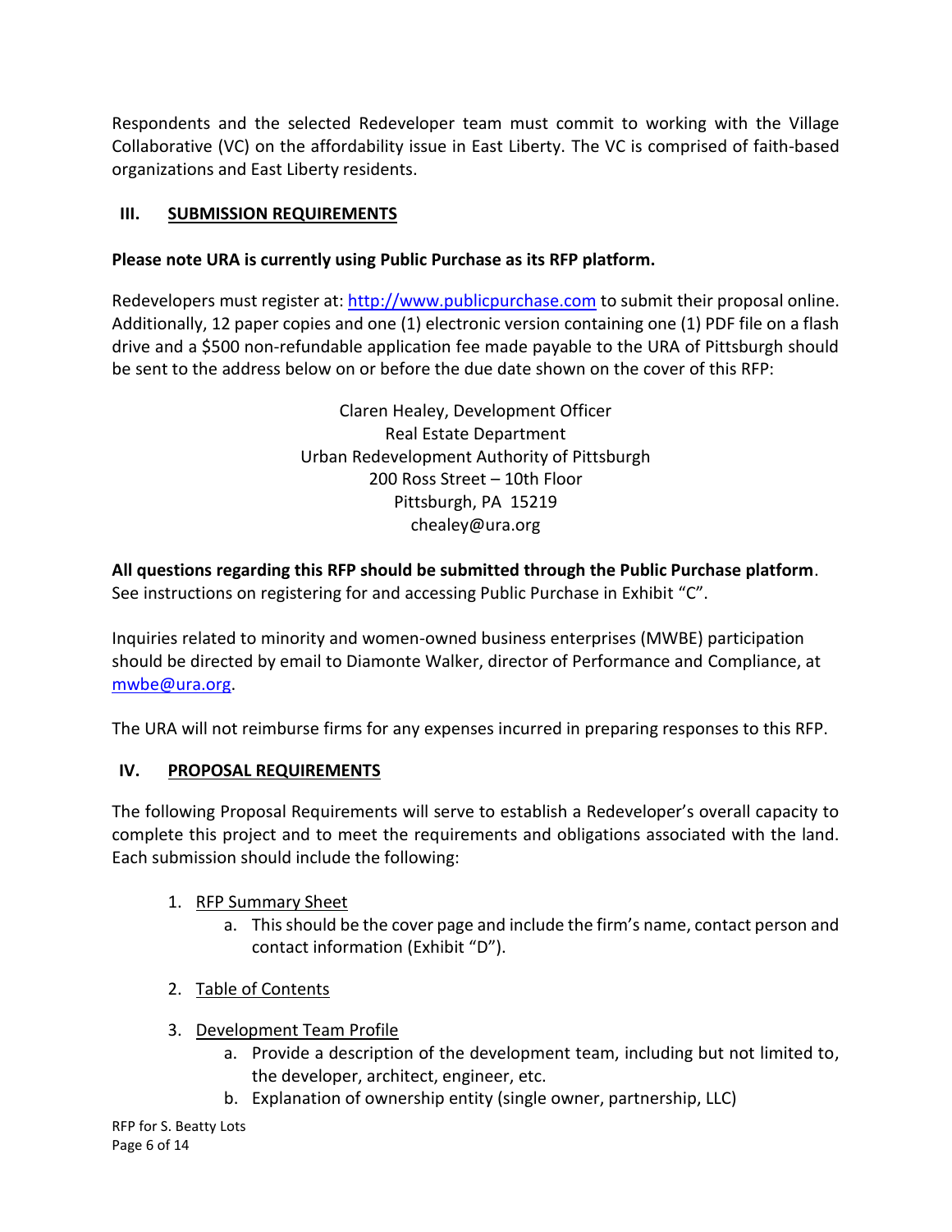Respondents and the selected Redeveloper team must commit to working with the Village Collaborative (VC) on the affordability issue in East Liberty. The VC is comprised of faith-based organizations and East Liberty residents.

## III. SUBMISSION REQUIREMENTS

**Please note URA is currently using Public Purchase as its RFP platform.**

Redevelopers must register at: [http://www.publicpurchase.com](http://www.publicpurchase.com) to submit their proposal online. Additionally, 12 paper copies and one (1) electronic version containing one (1) PDF file on a flash drive and a $500 non-refundable application fee made payable to the URA of Pittsburgh should be sent to the address below on or before the due date shown on the cover of this RFP:

Claren Healey, Development Officer  
Real Estate Department  
Urban Redevelopment Authority of Pittsburgh  
200 Ross Street – 10th Floor  
Pittsburgh, PA 15219  
chealey@ura.org

**All questions regarding this RFP should be submitted through the Public Purchase platform**. See instructions on registering for and accessing Public Purchase in Exhibit "C".

Inquiries related to minority and women-owned business enterprises (MWBE) participation should be directed by email to Diamonte Walker, director of Performance and Compliance, at [mwbe@ura.org](mailto:mwbe@ura.org).

The URA will not reimburse firms for any expenses incurred in preparing responses to this RFP.

## IV. PROPOSAL REQUIREMENTS

The following Proposal Requirements will serve to establish a Redeveloper's overall capacity to complete this project and to meet the requirements and obligations associated with the land. Each submission should include the following:

1. RFP Summary Sheet
   a. This should be the cover page and include the firm's name, contact person and contact information (Exhibit "D").
2. Table of Contents
3. Development Team Profile
   a. Provide a description of the development team, including but not limited to, the developer, architect, engineer, etc.
   b. Explanation of ownership entity (single owner, partnership, LLC)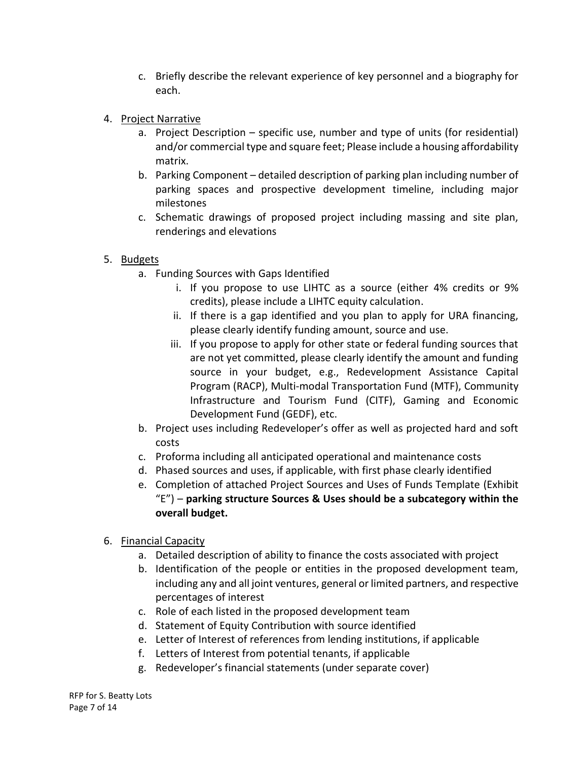c. Briefly describe the relevant experience of key personnel and a biography for each.

4. <u>Project Narrative</u>
   a. Project Description – specific use, number and type of units (for residential) and/or commercial type and square feet; Please include a housing affordability matrix.
   b. Parking Component – detailed description of parking plan including number of parking spaces and prospective development timeline, including major milestones
   c. Schematic drawings of proposed project including massing and site plan, renderings and elevations

5. <u>Budgets</u>
   a. Funding Sources with Gaps Identified
      i. If you propose to use LIHTC as a source (either 4% credits or 9% credits), please include a LIHTC equity calculation.
      ii. If there is a gap identified and you plan to apply for URA financing, please clearly identify funding amount, source and use.
      iii. If you propose to apply for other state or federal funding sources that are not yet committed, please clearly identify the amount and funding source in your budget, e.g., Redevelopment Assistance Capital Program (RACP), Multi-modal Transportation Fund (MTF), Community Infrastructure and Tourism Fund (CITF), Gaming and Economic Development Fund (GEDF), etc.
   b. Project uses including Redeveloper's offer as well as projected hard and soft costs
   c. Proforma including all anticipated operational and maintenance costs
   d. Phased sources and uses, if applicable, with first phase clearly identified
   e. Completion of attached Project Sources and Uses of Funds Template (Exhibit "E") – **parking structure Sources & Uses should be a subcategory within the overall budget.**

6. <u>Financial Capacity</u>
   a. Detailed description of ability to finance the costs associated with project
   b. Identification of the people or entities in the proposed development team, including any and all joint ventures, general or limited partners, and respective percentages of interest
   c. Role of each listed in the proposed development team
   d. Statement of Equity Contribution with source identified
   e. Letter of Interest of references from lending institutions, if applicable
   f. Letters of Interest from potential tenants, if applicable
   g. Redeveloper's financial statements (under separate cover)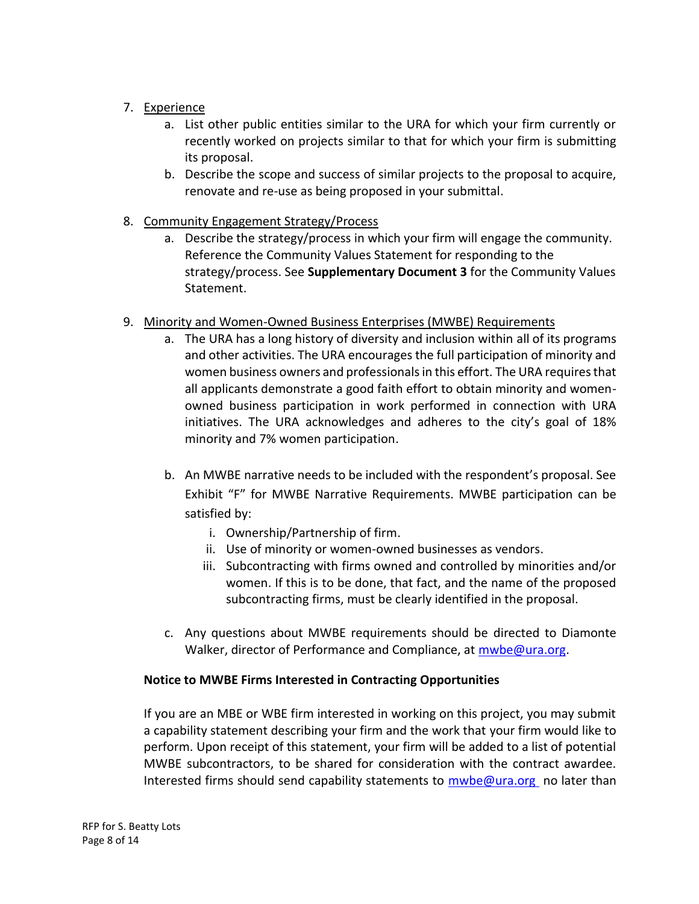7. Experience
    a. List other public entities similar to the URA for which your firm currently or recently worked on projects similar to that for which your firm is submitting its proposal.
    b. Describe the scope and success of similar projects to the proposal to acquire, renovate and re-use as being proposed in your submittal.

8. Community Engagement Strategy/Process
    a. Describe the strategy/process in which your firm will engage the community. Reference the Community Values Statement for responding to the strategy/process. See **Supplementary Document 3** for the Community Values Statement.

9. Minority and Women-Owned Business Enterprises (MWBE) Requirements
    a. The URA has a long history of diversity and inclusion within all of its programs and other activities. The URA encourages the full participation of minority and women business owners and professionals in this effort. The URA requires that all applicants demonstrate a good faith effort to obtain minority and women-owned business participation in work performed in connection with URA initiatives. The URA acknowledges and adheres to the city's goal of 18% minority and 7% women participation.

    b. An MWBE narrative needs to be included with the respondent's proposal. See Exhibit "F" for MWBE Narrative Requirements. MWBE participation can be satisfied by:
        i. Ownership/Partnership of firm.
        ii. Use of minority or women-owned businesses as vendors.
        iii. Subcontracting with firms owned and controlled by minorities and/or women. If this is to be done, that fact, and the name of the proposed subcontracting firms, must be clearly identified in the proposal.

    c. Any questions about MWBE requirements should be directed to Diamonte Walker, director of Performance and Compliance, at mwbe@ura.org.

**Notice to MWBE Firms Interested in Contracting Opportunities**

If you are an MBE or WBE firm interested in working on this project, you may submit a capability statement describing your firm and the work that your firm would like to perform. Upon receipt of this statement, your firm will be added to a list of potential MWBE subcontractors, to be shared for consideration with the contract awardee. Interested firms should send capability statements to mwbe@ura.org no later than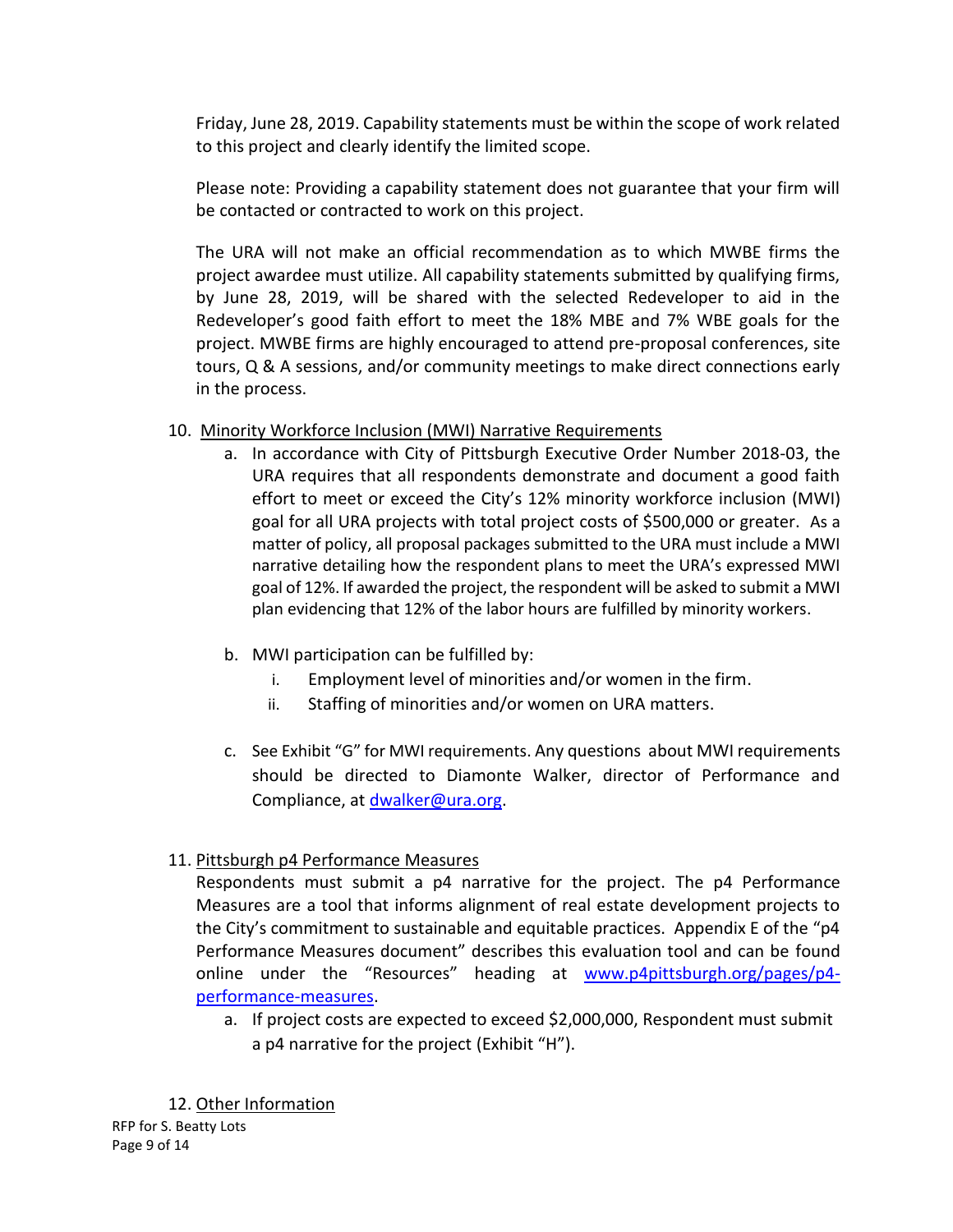Friday, June 28, 2019. Capability statements must be within the scope of work related to this project and clearly identify the limited scope.

Please note: Providing a capability statement does not guarantee that your firm will be contacted or contracted to work on this project.

The URA will not make an official recommendation as to which MWBE firms the project awardee must utilize. All capability statements submitted by qualifying firms, by June 28, 2019, will be shared with the selected Redeveloper to aid in the Redeveloper's good faith effort to meet the 18% MBE and 7% WBE goals for the project. MWBE firms are highly encouraged to attend pre-proposal conferences, site tours, Q & A sessions, and/or community meetings to make direct connections early in the process.

10. <u>Minority Workforce Inclusion (MWI) Narrative Requirements</u>
    a. In accordance with City of Pittsburgh Executive Order Number 2018-03, the URA requires that all respondents demonstrate and document a good faith effort to meet or exceed the City's 12% minority workforce inclusion (MWI) goal for all URA projects with total project costs of $500,000 or greater. As a matter of policy, all proposal packages submitted to the URA must include a MWI narrative detailing how the respondent plans to meet the URA's expressed MWI goal of 12%. If awarded the project, the respondent will be asked to submit a MWI plan evidencing that 12% of the labor hours are fulfilled by minority workers.

    b. MWI participation can be fulfilled by:
        i. Employment level of minorities and/or women in the firm.
        ii. Staffing of minorities and/or women on URA matters.

    c. See Exhibit "G" for MWI requirements. Any questions about MWI requirements should be directed to Diamonte Walker, director of Performance and Compliance, at [dwalker@ura.org](mailto:dwalker@ura.org).

11. <u>Pittsburgh p4 Performance Measures</u>
    Respondents must submit a p4 narrative for the project. The p4 Performance Measures are a tool that informs alignment of real estate development projects to the City's commitment to sustainable and equitable practices. Appendix E of the "p4 Performance Measures document" describes this evaluation tool and can be found online under the "Resources" heading at [www.p4pittsburgh.org/pages/p4-performance-measures](http://www.p4pittsburgh.org/pages/p4-performance-measures).
    a. If project costs are expected to exceed $2,000,000, Respondent must submit a p4 narrative for the project (Exhibit "H").

12. <u>Other Information</u>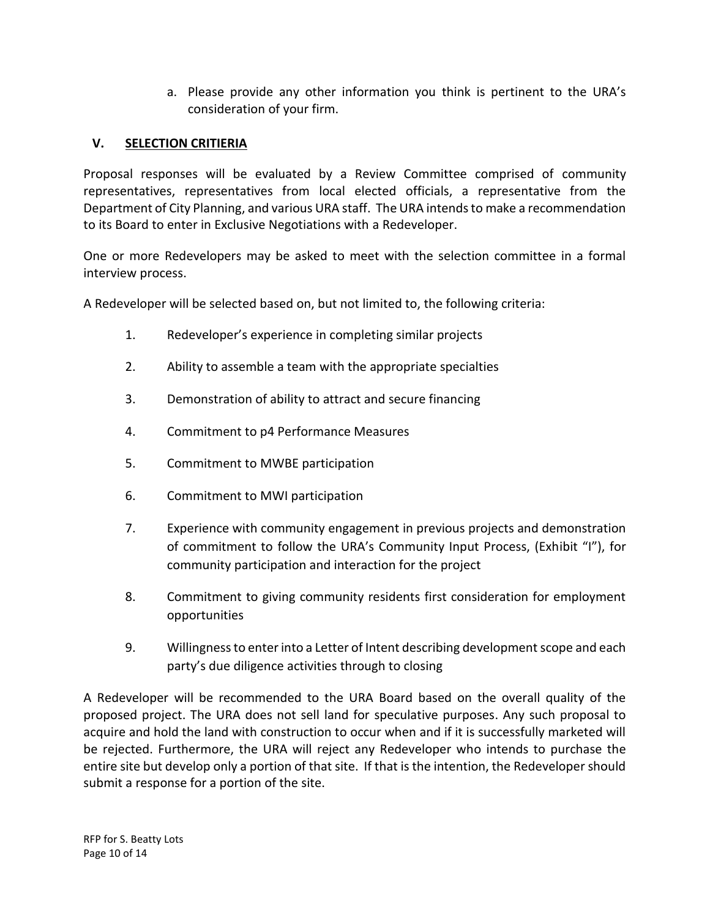a. Please provide any other information you think is pertinent to the URA's consideration of your firm.

## V. SELECTION CRITIERIA

Proposal responses will be evaluated by a Review Committee comprised of community representatives, representatives from local elected officials, a representative from the Department of City Planning, and various URA staff. The URA intends to make a recommendation to its Board to enter in Exclusive Negotiations with a Redeveloper.

One or more Redevelopers may be asked to meet with the selection committee in a formal interview process.

A Redeveloper will be selected based on, but not limited to, the following criteria:

1. Redeveloper's experience in completing similar projects
2. Ability to assemble a team with the appropriate specialties
3. Demonstration of ability to attract and secure financing
4. Commitment to p4 Performance Measures
5. Commitment to MWBE participation
6. Commitment to MWI participation
7. Experience with community engagement in previous projects and demonstration of commitment to follow the URA's Community Input Process, (Exhibit "I"), for community participation and interaction for the project
8. Commitment to giving community residents first consideration for employment opportunities
9. Willingness to enter into a Letter of Intent describing development scope and each party's due diligence activities through to closing

A Redeveloper will be recommended to the URA Board based on the overall quality of the proposed project. The URA does not sell land for speculative purposes. Any such proposal to acquire and hold the land with construction to occur when and if it is successfully marketed will be rejected. Furthermore, the URA will reject any Redeveloper who intends to purchase the entire site but develop only a portion of that site. If that is the intention, the Redeveloper should submit a response for a portion of the site.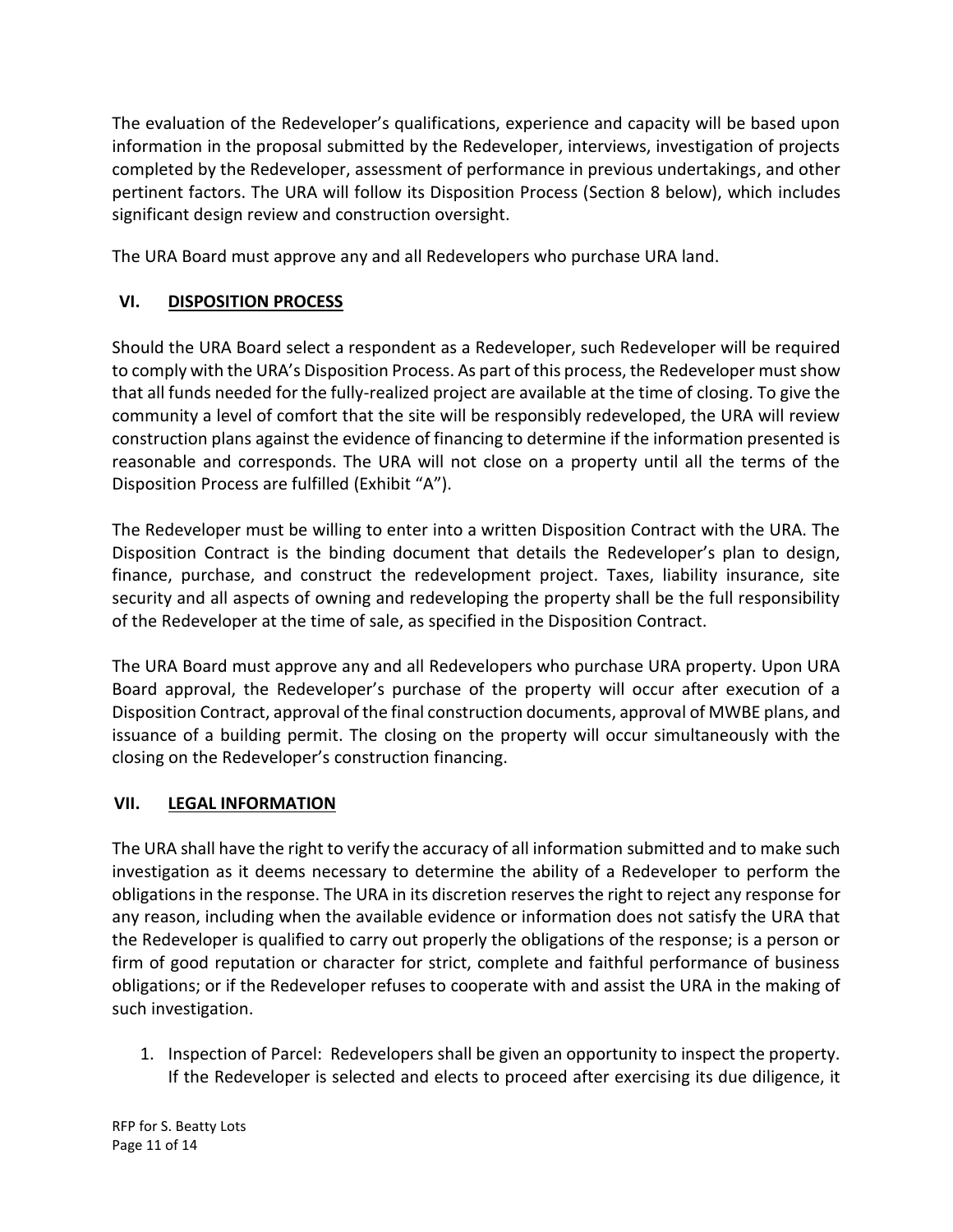The evaluation of the Redeveloper's qualifications, experience and capacity will be based upon information in the proposal submitted by the Redeveloper, interviews, investigation of projects completed by the Redeveloper, assessment of performance in previous undertakings, and other pertinent factors. The URA will follow its Disposition Process (Section 8 below), which includes significant design review and construction oversight.

The URA Board must approve any and all Redevelopers who purchase URA land.

## VI. <u>DISPOSITION PROCESS</u>

Should the URA Board select a respondent as a Redeveloper, such Redeveloper will be required to comply with the URA's Disposition Process. As part of this process, the Redeveloper must show that all funds needed for the fully-realized project are available at the time of closing. To give the community a level of comfort that the site will be responsibly redeveloped, the URA will review construction plans against the evidence of financing to determine if the information presented is reasonable and corresponds. The URA will not close on a property until all the terms of the Disposition Process are fulfilled (Exhibit "A").

The Redeveloper must be willing to enter into a written Disposition Contract with the URA. The Disposition Contract is the binding document that details the Redeveloper's plan to design, finance, purchase, and construct the redevelopment project. Taxes, liability insurance, site security and all aspects of owning and redeveloping the property shall be the full responsibility of the Redeveloper at the time of sale, as specified in the Disposition Contract.

The URA Board must approve any and all Redevelopers who purchase URA property. Upon URA Board approval, the Redeveloper's purchase of the property will occur after execution of a Disposition Contract, approval of the final construction documents, approval of MWBE plans, and issuance of a building permit. The closing on the property will occur simultaneously with the closing on the Redeveloper's construction financing.

## VII. <u>LEGAL INFORMATION</u>

The URA shall have the right to verify the accuracy of all information submitted and to make such investigation as it deems necessary to determine the ability of a Redeveloper to perform the obligations in the response. The URA in its discretion reserves the right to reject any response for any reason, including when the available evidence or information does not satisfy the URA that the Redeveloper is qualified to carry out properly the obligations of the response; is a person or firm of good reputation or character for strict, complete and faithful performance of business obligations; or if the Redeveloper refuses to cooperate with and assist the URA in the making of such investigation.

1. Inspection of Parcel: Redevelopers shall be given an opportunity to inspect the property. If the Redeveloper is selected and elects to proceed after exercising its due diligence, it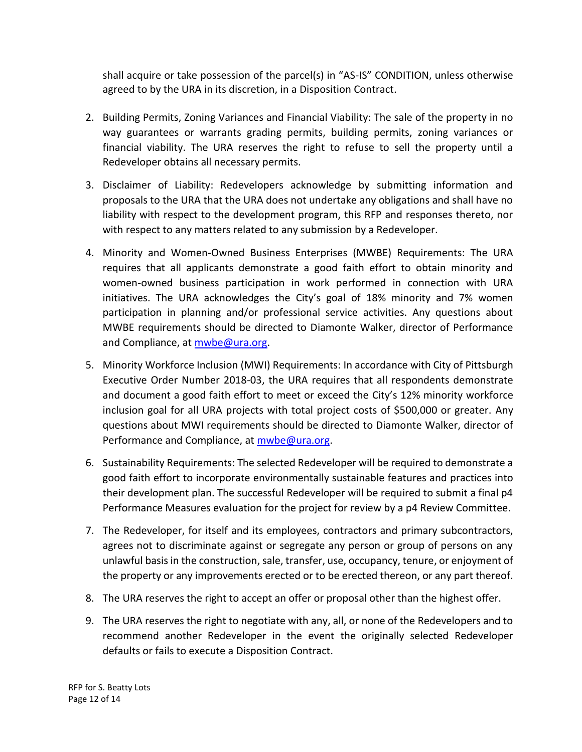shall acquire or take possession of the parcel(s) in "AS-IS" CONDITION, unless otherwise agreed to by the URA in its discretion, in a Disposition Contract.

2. Building Permits, Zoning Variances and Financial Viability: The sale of the property in no way guarantees or warrants grading permits, building permits, zoning variances or financial viability. The URA reserves the right to refuse to sell the property until a Redeveloper obtains all necessary permits.

3. Disclaimer of Liability: Redevelopers acknowledge by submitting information and proposals to the URA that the URA does not undertake any obligations and shall have no liability with respect to the development program, this RFP and responses thereto, nor with respect to any matters related to any submission by a Redeveloper.

4. Minority and Women-Owned Business Enterprises (MWBE) Requirements: The URA requires that all applicants demonstrate a good faith effort to obtain minority and women-owned business participation in work performed in connection with URA initiatives. The URA acknowledges the City's goal of 18% minority and 7% women participation in planning and/or professional service activities. Any questions about MWBE requirements should be directed to Diamonte Walker, director of Performance and Compliance, at [mwbe@ura.org](mailto:mwbe@ura.org).

5. Minority Workforce Inclusion (MWI) Requirements: In accordance with City of Pittsburgh Executive Order Number 2018-03, the URA requires that all respondents demonstrate and document a good faith effort to meet or exceed the City's 12% minority workforce inclusion goal for all URA projects with total project costs of $500,000 or greater. Any questions about MWI requirements should be directed to Diamonte Walker, director of Performance and Compliance, at [mwbe@ura.org](mailto:mwbe@ura.org).

6. Sustainability Requirements: The selected Redeveloper will be required to demonstrate a good faith effort to incorporate environmentally sustainable features and practices into their development plan. The successful Redeveloper will be required to submit a final p4 Performance Measures evaluation for the project for review by a p4 Review Committee.

7. The Redeveloper, for itself and its employees, contractors and primary subcontractors, agrees not to discriminate against or segregate any person or group of persons on any unlawful basis in the construction, sale, transfer, use, occupancy, tenure, or enjoyment of the property or any improvements erected or to be erected thereon, or any part thereof.

8. The URA reserves the right to accept an offer or proposal other than the highest offer.

9. The URA reserves the right to negotiate with any, all, or none of the Redevelopers and to recommend another Redeveloper in the event the originally selected Redeveloper defaults or fails to execute a Disposition Contract.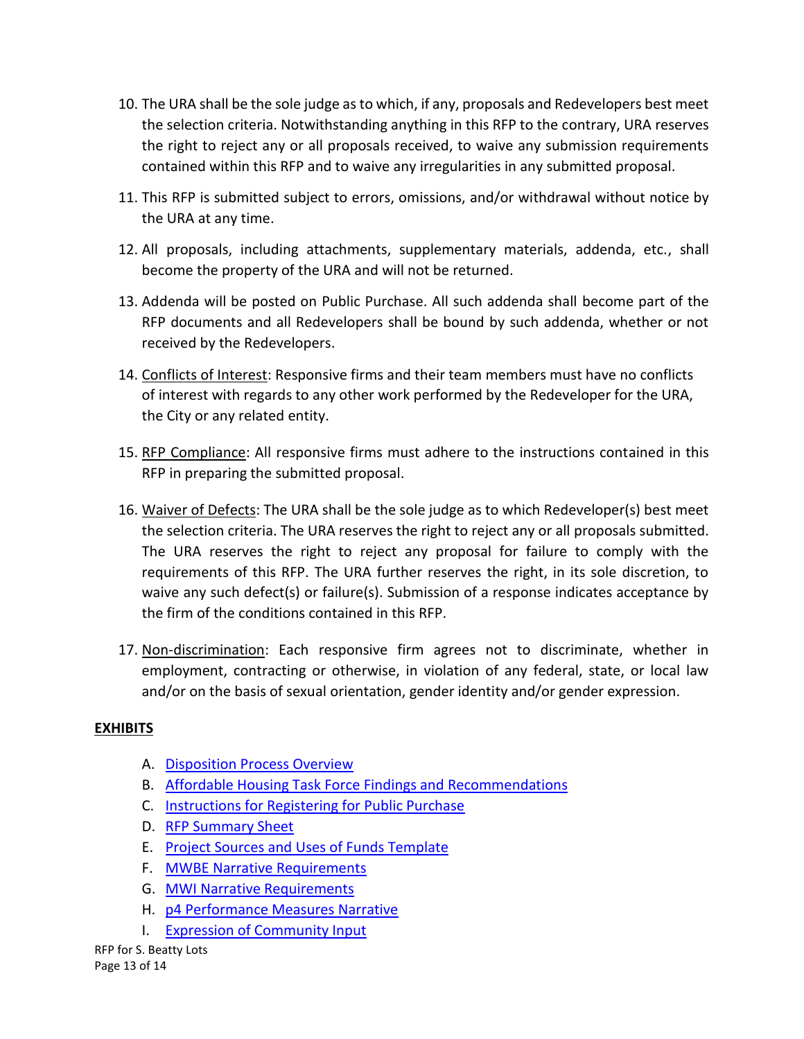10. The URA shall be the sole judge as to which, if any, proposals and Redevelopers best meet the selection criteria. Notwithstanding anything in this RFP to the contrary, URA reserves the right to reject any or all proposals received, to waive any submission requirements contained within this RFP and to waive any irregularities in any submitted proposal.

11. This RFP is submitted subject to errors, omissions, and/or withdrawal without notice by the URA at any time.

12. All proposals, including attachments, supplementary materials, addenda, etc., shall become the property of the URA and will not be returned.

13. Addenda will be posted on Public Purchase. All such addenda shall become part of the RFP documents and all Redevelopers shall be bound by such addenda, whether or not received by the Redevelopers.

14. Conflicts of Interest: Responsive firms and their team members must have no conflicts of interest with regards to any other work performed by the Redeveloper for the URA, the City or any related entity.

15. RFP Compliance: All responsive firms must adhere to the instructions contained in this RFP in preparing the submitted proposal.

16. Waiver of Defects: The URA shall be the sole judge as to which Redeveloper(s) best meet the selection criteria. The URA reserves the right to reject any or all proposals submitted. The URA reserves the right to reject any proposal for failure to comply with the requirements of this RFP. The URA further reserves the right, in its sole discretion, to waive any such defect(s) or failure(s). Submission of a response indicates acceptance by the firm of the conditions contained in this RFP.

17. Non-discrimination: Each responsive firm agrees not to discriminate, whether in employment, contracting or otherwise, in violation of any federal, state, or local law and/or on the basis of sexual orientation, gender identity and/or gender expression.

**EXHIBITS**

A. Disposition Process Overview
B. Affordable Housing Task Force Findings and Recommendations
C. Instructions for Registering for Public Purchase
D. RFP Summary Sheet
E. Project Sources and Uses of Funds Template
F. MWBE Narrative Requirements
G. MWI Narrative Requirements
H. p4 Performance Measures Narrative
I. Expression of Community Input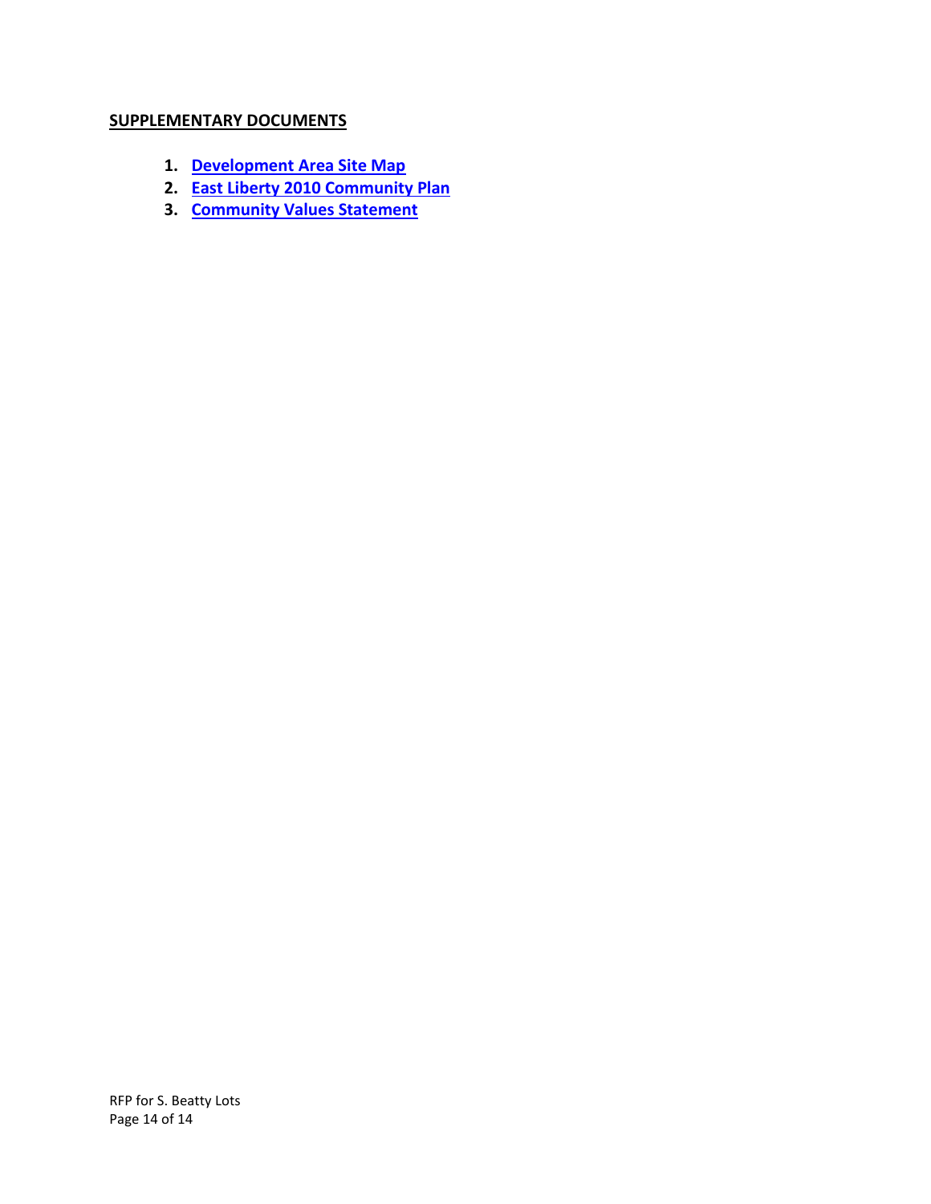**SUPPLEMENTARY DOCUMENTS**

1. **Development Area Site Map**
2. **East Liberty 2010 Community Plan**
3. **Community Values Statement**